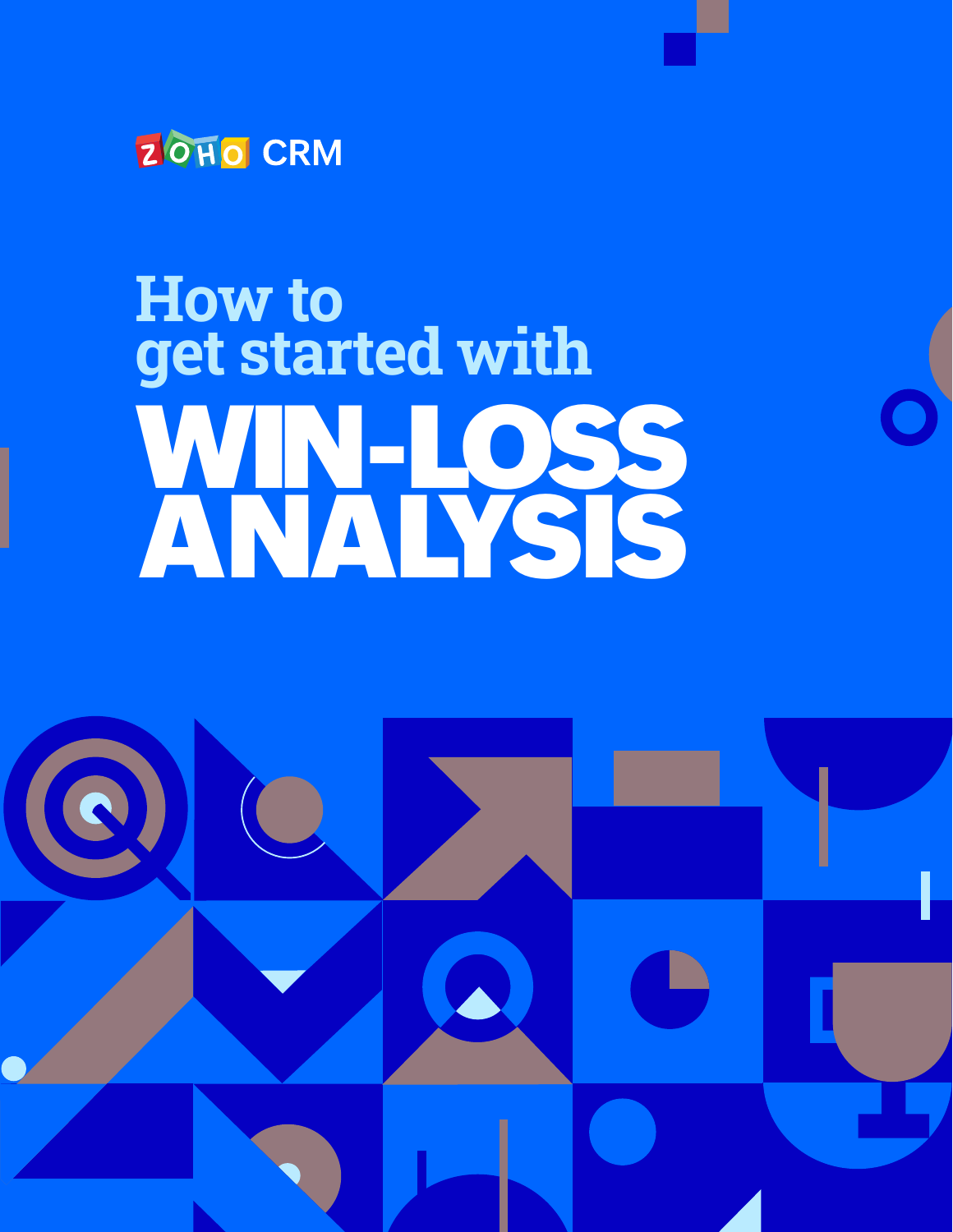ZOHO CRM

# How to get started with WIN-LOSS ANALYSIS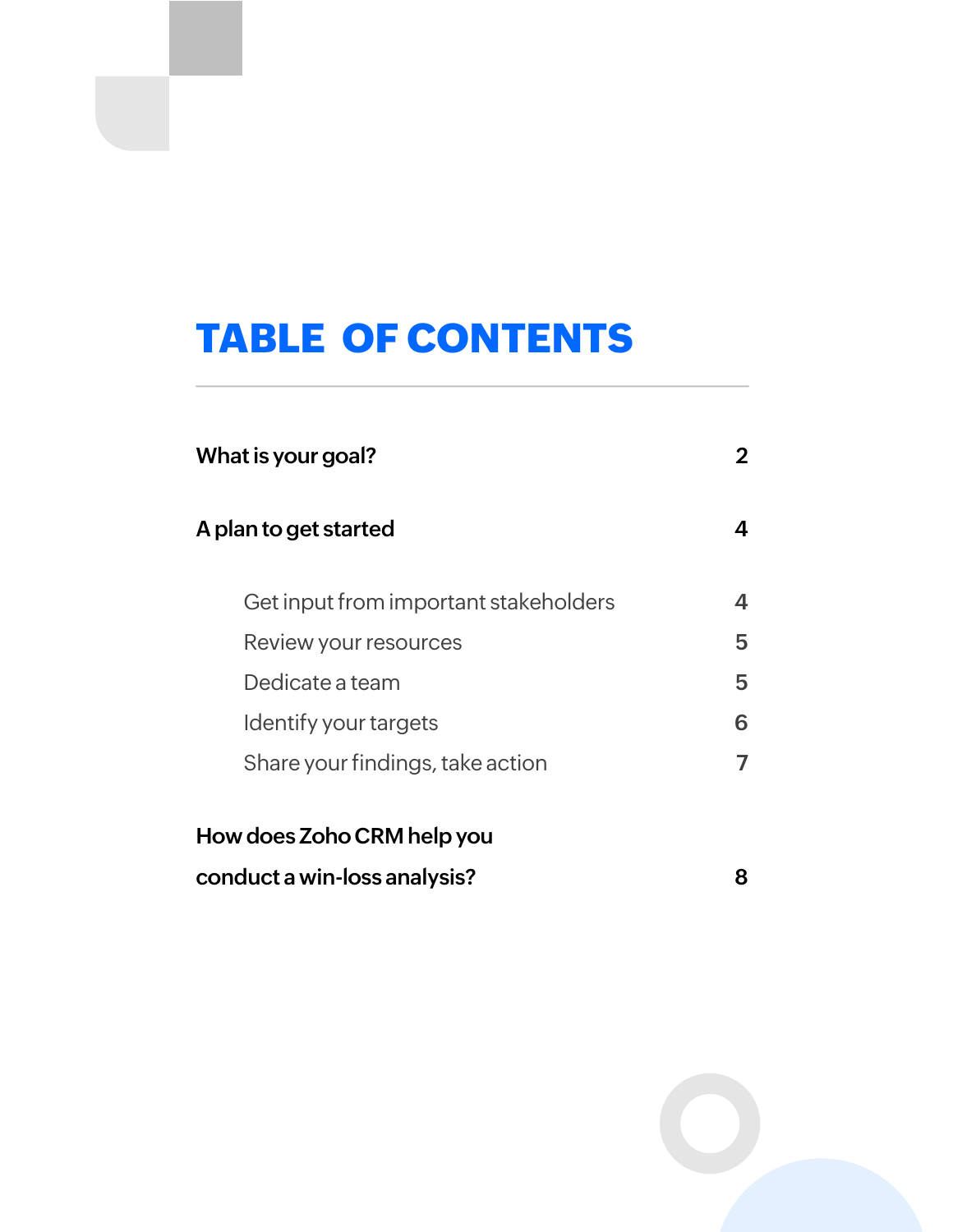# TABLE OF CONTENTS

| | |
|---|---|
| **What is your goal?** | **2** |
| **A plan to get started** | **4** |
| Get input from important stakeholders | 4 |
| Review your resources | 5 |
| Dedicate a team | 5 |
| Identify your targets | 6 |
| Share your findings, take action | 7 |
| **How does Zoho CRM help you conduct a win-loss analysis?** | **8** |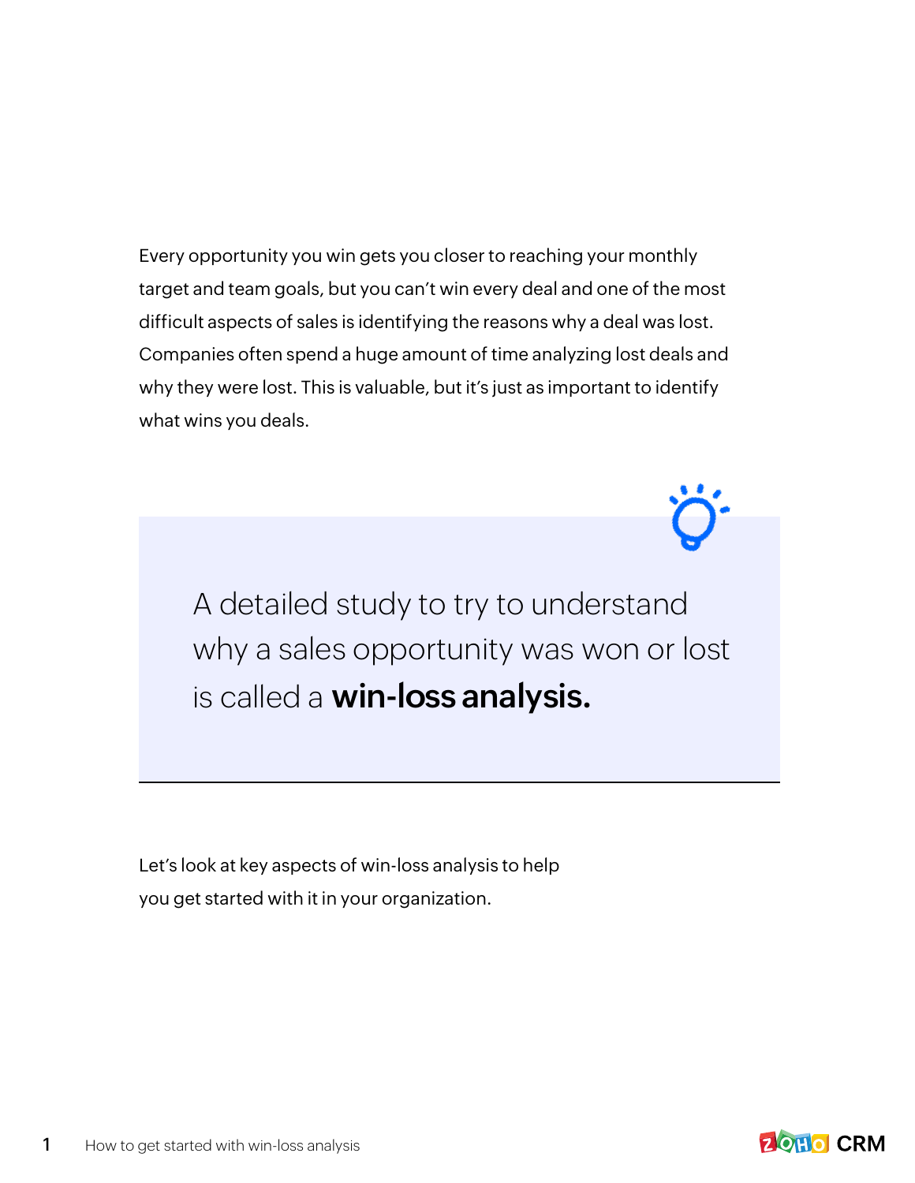Every opportunity you win gets you closer to reaching your monthly target and team goals, but you can't win every deal and one of the most difficult aspects of sales is identifying the reasons why a deal was lost. Companies often spend a huge amount of time analyzing lost deals and why they were lost. This is valuable, but it's just as important to identify what wins you deals.

> A detailed study to try to understand why a sales opportunity was won or lost is called a **win-loss analysis.**

Let's look at key aspects of win-loss analysis to help you get started with it in your organization.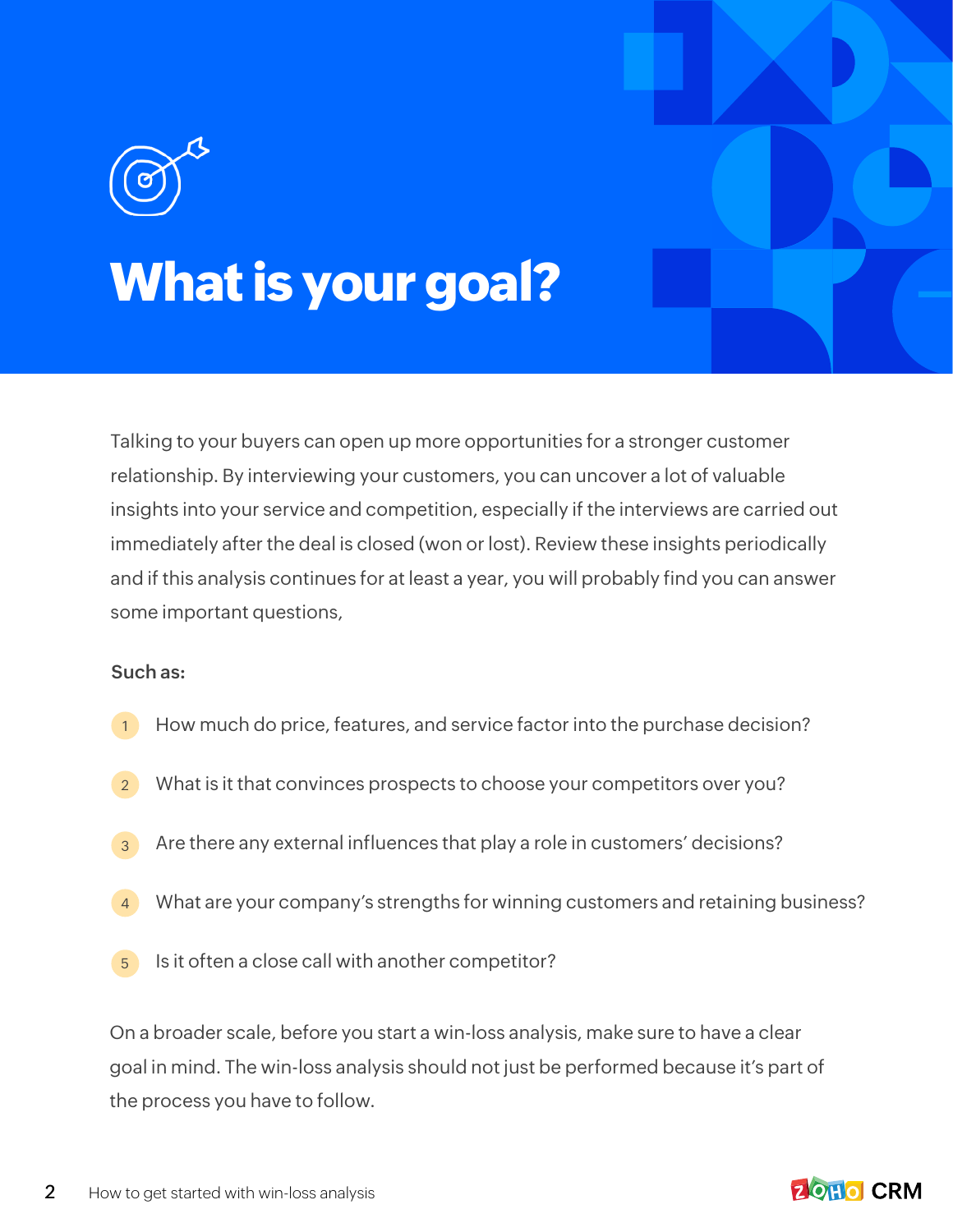# What is your goal?

Talking to your buyers can open up more opportunities for a stronger customer relationship. By interviewing your customers, you can uncover a lot of valuable insights into your service and competition, especially if the interviews are carried out immediately after the deal is closed (won or lost). Review these insights periodically and if this analysis continues for at least a year, you will probably find you can answer some important questions,

**Such as:**

1. How much do price, features, and service factor into the purchase decision?
2. What is it that convinces prospects to choose your competitors over you?
3. Are there any external influences that play a role in customers' decisions?
4. What are your company's strengths for winning customers and retaining business?
5. Is it often a close call with another competitor?

On a broader scale, before you start a win-loss analysis, make sure to have a clear goal in mind. The win-loss analysis should not just be performed because it's part of the process you have to follow.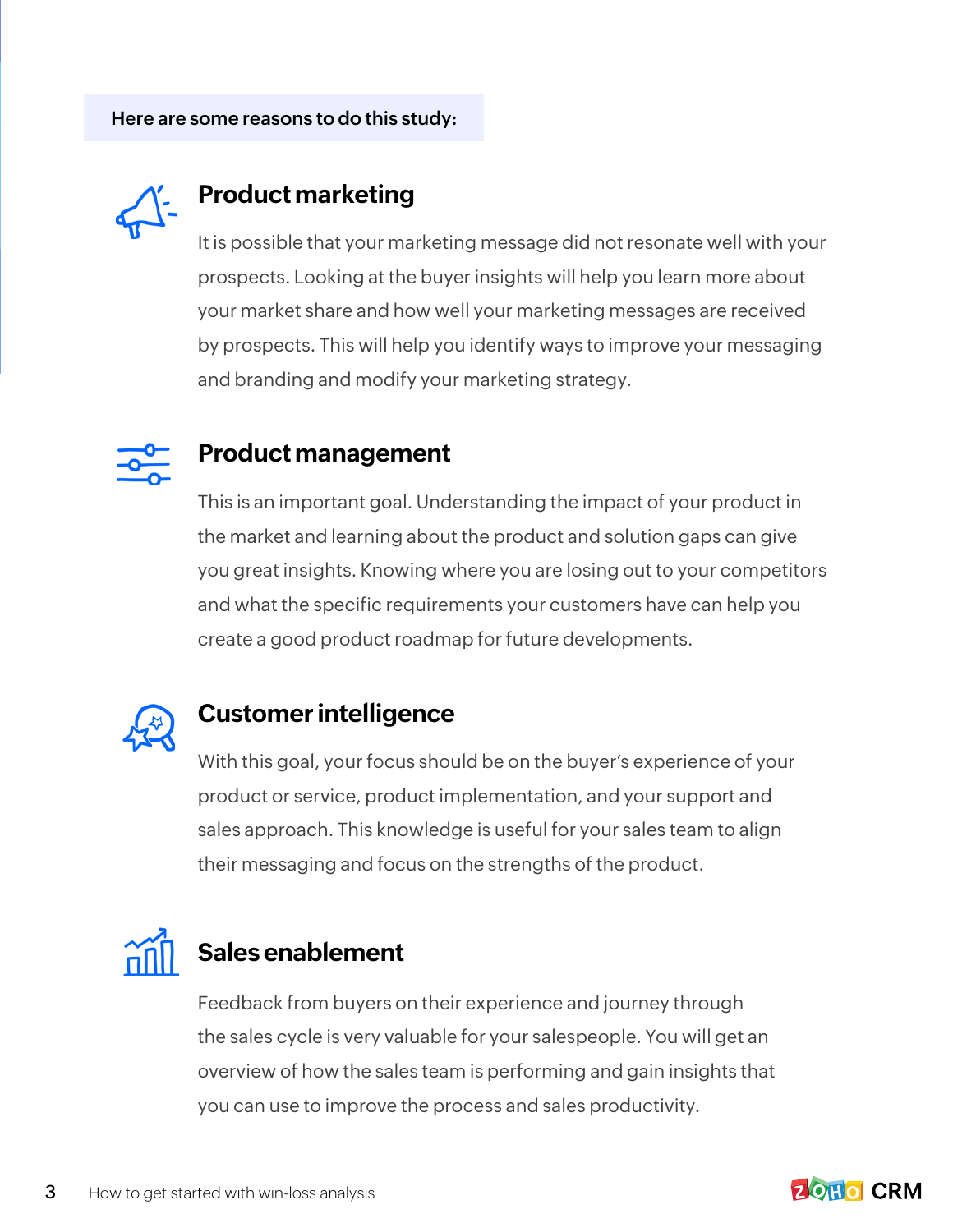**Here are some reasons to do this study:**

## Product marketing

It is possible that your marketing message did not resonate well with your prospects. Looking at the buyer insights will help you learn more about your market share and how well your marketing messages are received by prospects. This will help you identify ways to improve your messaging and branding and modify your marketing strategy.

## Product management

This is an important goal. Understanding the impact of your product in the market and learning about the product and solution gaps can give you great insights. Knowing where you are losing out to your competitors and what the specific requirements your customers have can help you create a good product roadmap for future developments.

## Customer intelligence

With this goal, your focus should be on the buyer's experience of your product or service, product implementation, and your support and sales approach. This knowledge is useful for your sales team to align their messaging and focus on the strengths of the product.

## Sales enablement

Feedback from buyers on their experience and journey through the sales cycle is very valuable for your salespeople. You will get an overview of how the sales team is performing and gain insights that you can use to improve the process and sales productivity.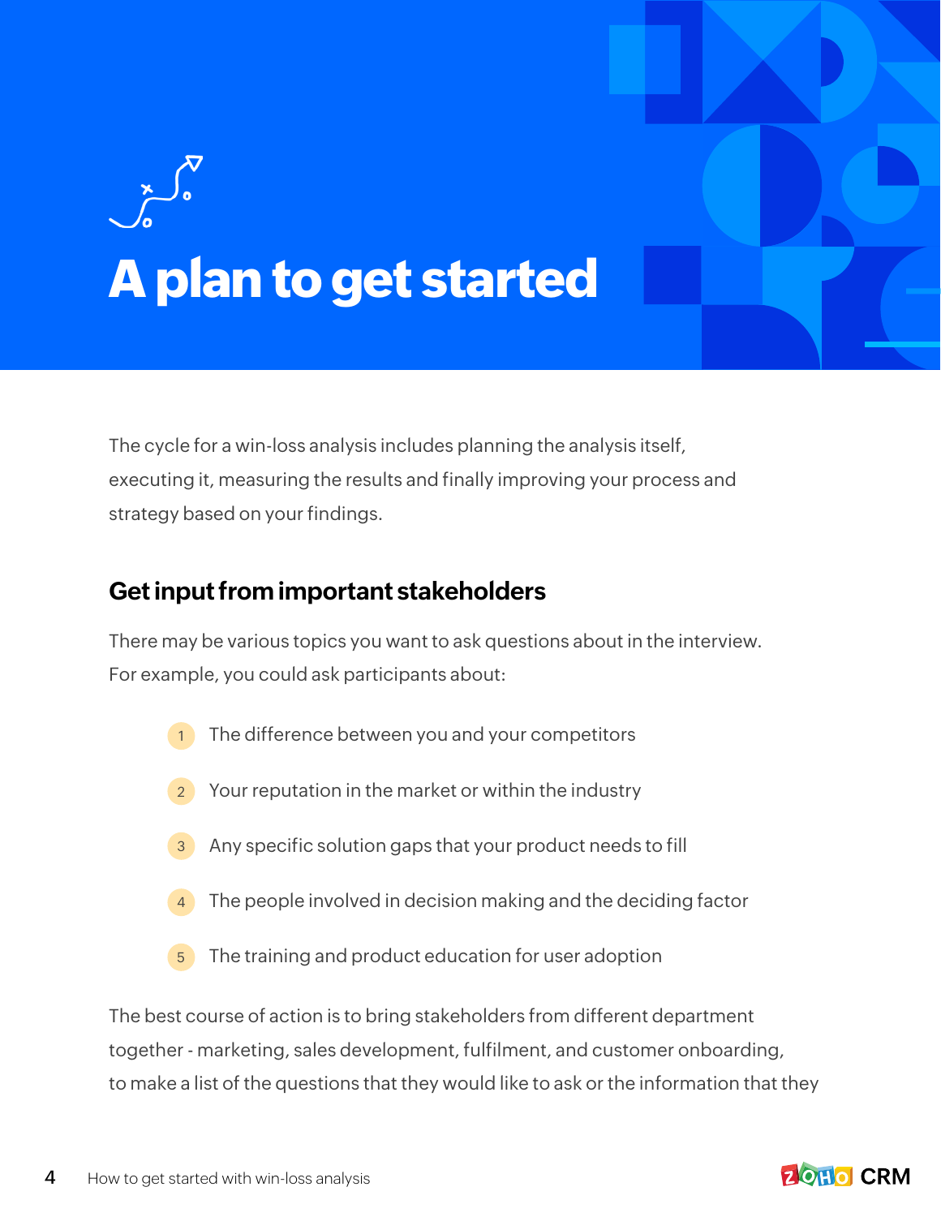# A plan to get started

The cycle for a win-loss analysis includes planning the analysis itself, executing it, measuring the results and finally improving your process and strategy based on your findings.

## Get input from important stakeholders

There may be various topics you want to ask questions about in the interview. For example, you could ask participants about:

1. The difference between you and your competitors
2. Your reputation in the market or within the industry
3. Any specific solution gaps that your product needs to fill
4. The people involved in decision making and the deciding factor
5. The training and product education for user adoption

The best course of action is to bring stakeholders from different department together - marketing, sales development, fulfilment, and customer onboarding, to make a list of the questions that they would like to ask or the information that they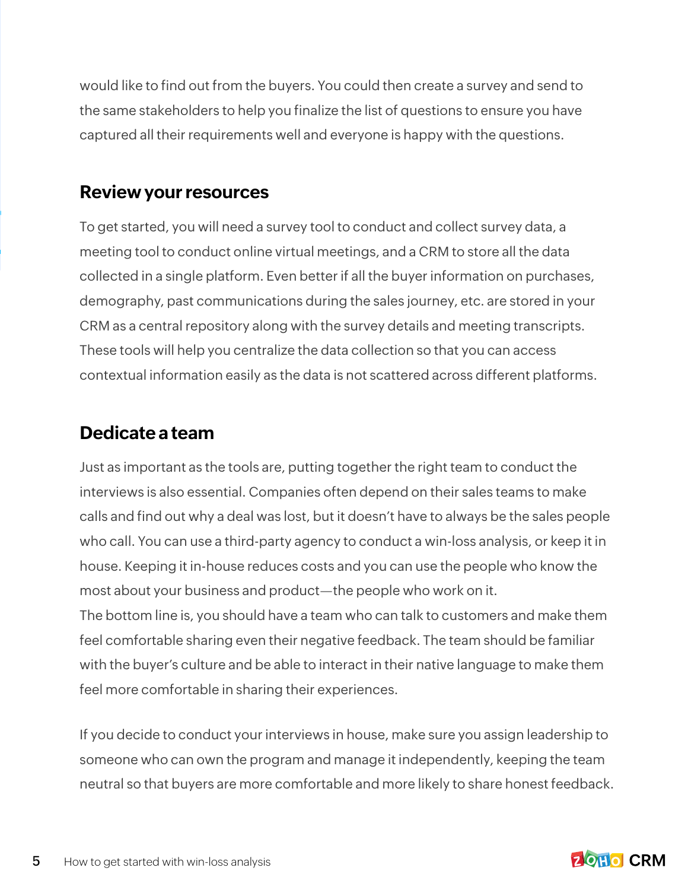would like to find out from the buyers. You could then create a survey and send to the same stakeholders to help you finalize the list of questions to ensure you have captured all their requirements well and everyone is happy with the questions.

## Review your resources

To get started, you will need a survey tool to conduct and collect survey data, a meeting tool to conduct online virtual meetings, and a CRM to store all the data collected in a single platform. Even better if all the buyer information on purchases, demography, past communications during the sales journey, etc. are stored in your CRM as a central repository along with the survey details and meeting transcripts. These tools will help you centralize the data collection so that you can access contextual information easily as the data is not scattered across different platforms.

## Dedicate a team

Just as important as the tools are, putting together the right team to conduct the interviews is also essential. Companies often depend on their sales teams to make calls and find out why a deal was lost, but it doesn't have to always be the sales people who call. You can use a third-party agency to conduct a win-loss analysis, or keep it in house. Keeping it in-house reduces costs and you can use the people who know the most about your business and product—the people who work on it.
The bottom line is, you should have a team who can talk to customers and make them feel comfortable sharing even their negative feedback. The team should be familiar with the buyer's culture and be able to interact in their native language to make them feel more comfortable in sharing their experiences.

If you decide to conduct your interviews in house, make sure you assign leadership to someone who can own the program and manage it independently, keeping the team neutral so that buyers are more comfortable and more likely to share honest feedback.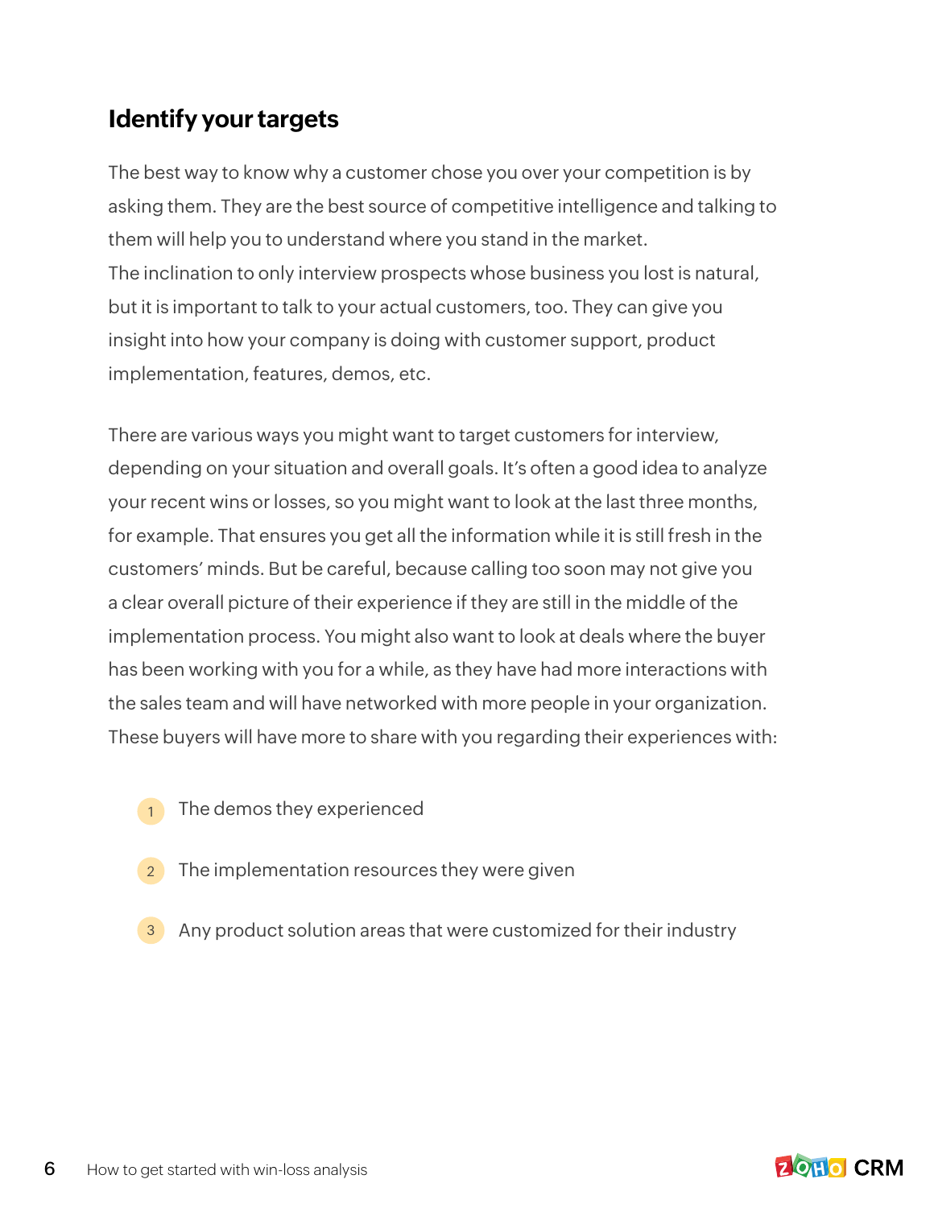## Identify your targets

The best way to know why a customer chose you over your competition is by asking them. They are the best source of competitive intelligence and talking to them will help you to understand where you stand in the market.
The inclination to only interview prospects whose business you lost is natural, but it is important to talk to your actual customers, too. They can give you insight into how your company is doing with customer support, product implementation, features, demos, etc.

There are various ways you might want to target customers for interview, depending on your situation and overall goals. It's often a good idea to analyze your recent wins or losses, so you might want to look at the last three months, for example. That ensures you get all the information while it is still fresh in the customers' minds. But be careful, because calling too soon may not give you a clear overall picture of their experience if they are still in the middle of the implementation process. You might also want to look at deals where the buyer has been working with you for a while, as they have had more interactions with the sales team and will have networked with more people in your organization. These buyers will have more to share with you regarding their experiences with:

1. The demos they experienced
2. The implementation resources they were given
3. Any product solution areas that were customized for their industry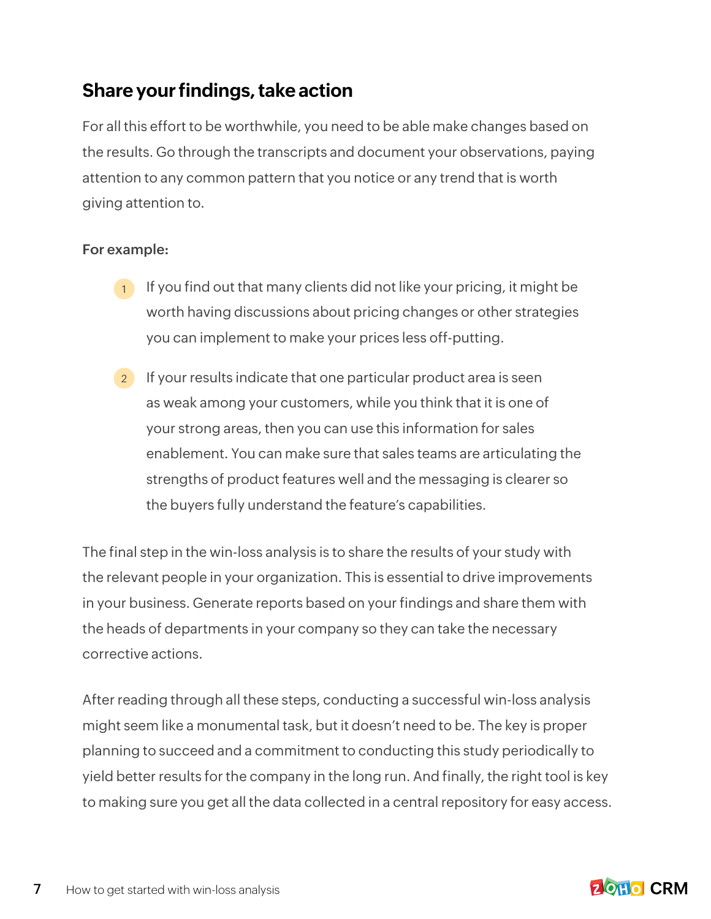## Share your findings, take action

For all this effort to be worthwhile, you need to be able make changes based on the results. Go through the transcripts and document your observations, paying attention to any common pattern that you notice or any trend that is worth giving attention to.

For example:

1. If you find out that many clients did not like your pricing, it might be worth having discussions about pricing changes or other strategies you can implement to make your prices less off-putting.

2. If your results indicate that one particular product area is seen as weak among your customers, while you think that it is one of your strong areas, then you can use this information for sales enablement. You can make sure that sales teams are articulating the strengths of product features well and the messaging is clearer so the buyers fully understand the feature's capabilities.

The final step in the win-loss analysis is to share the results of your study with the relevant people in your organization. This is essential to drive improvements in your business. Generate reports based on your findings and share them with the heads of departments in your company so they can take the necessary corrective actions.

After reading through all these steps, conducting a successful win-loss analysis might seem like a monumental task, but it doesn't need to be. The key is proper planning to succeed and a commitment to conducting this study periodically to yield better results for the company in the long run. And finally, the right tool is key to making sure you get all the data collected in a central repository for easy access.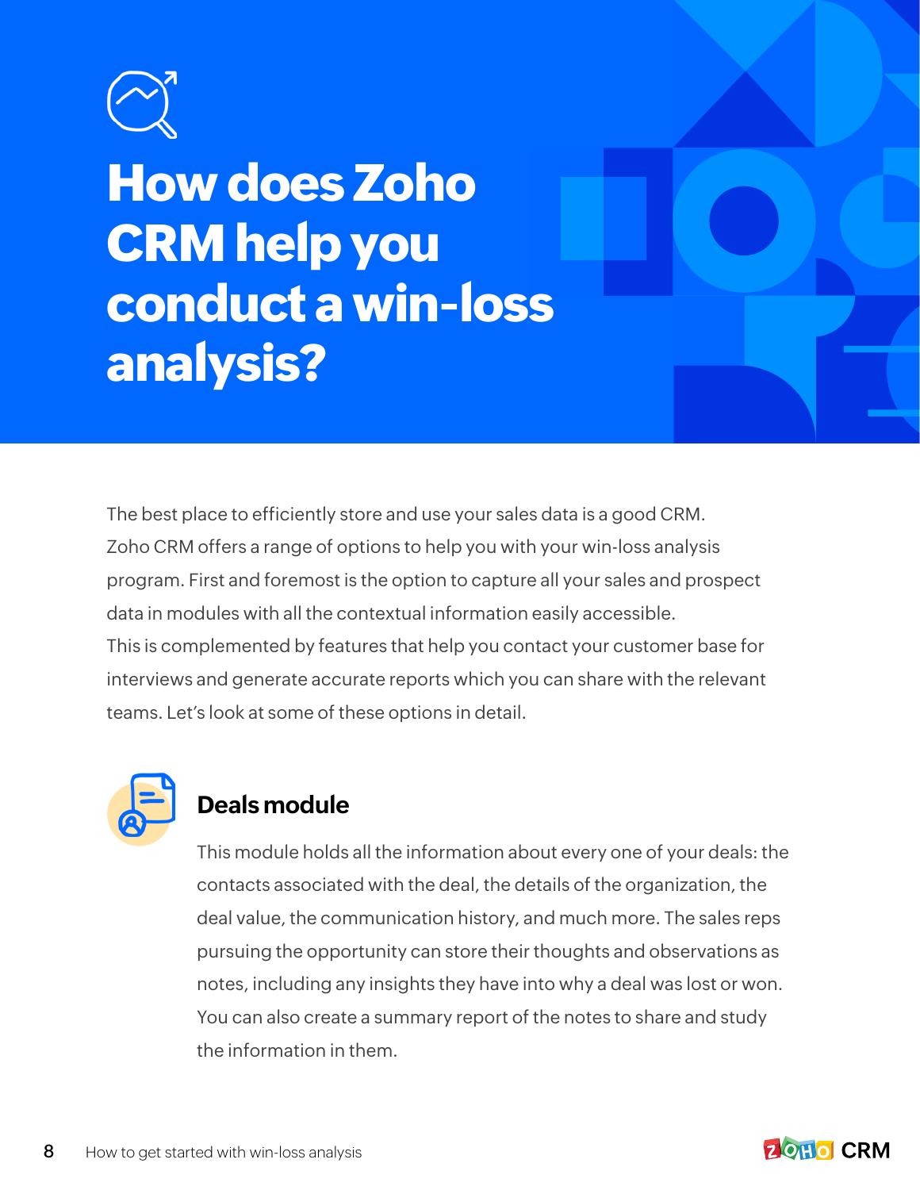# How does Zoho CRM help you conduct a win-loss analysis?

The best place to efficiently store and use your sales data is a good CRM. Zoho CRM offers a range of options to help you with your win-loss analysis program. First and foremost is the option to capture all your sales and prospect data in modules with all the contextual information easily accessible. This is complemented by features that help you contact your customer base for interviews and generate accurate reports which you can share with the relevant teams. Let's look at some of these options in detail.

## Deals module

This module holds all the information about every one of your deals: the contacts associated with the deal, the details of the organization, the deal value, the communication history, and much more. The sales reps pursuing the opportunity can store their thoughts and observations as notes, including any insights they have into why a deal was lost or won. You can also create a summary report of the notes to share and study the information in them.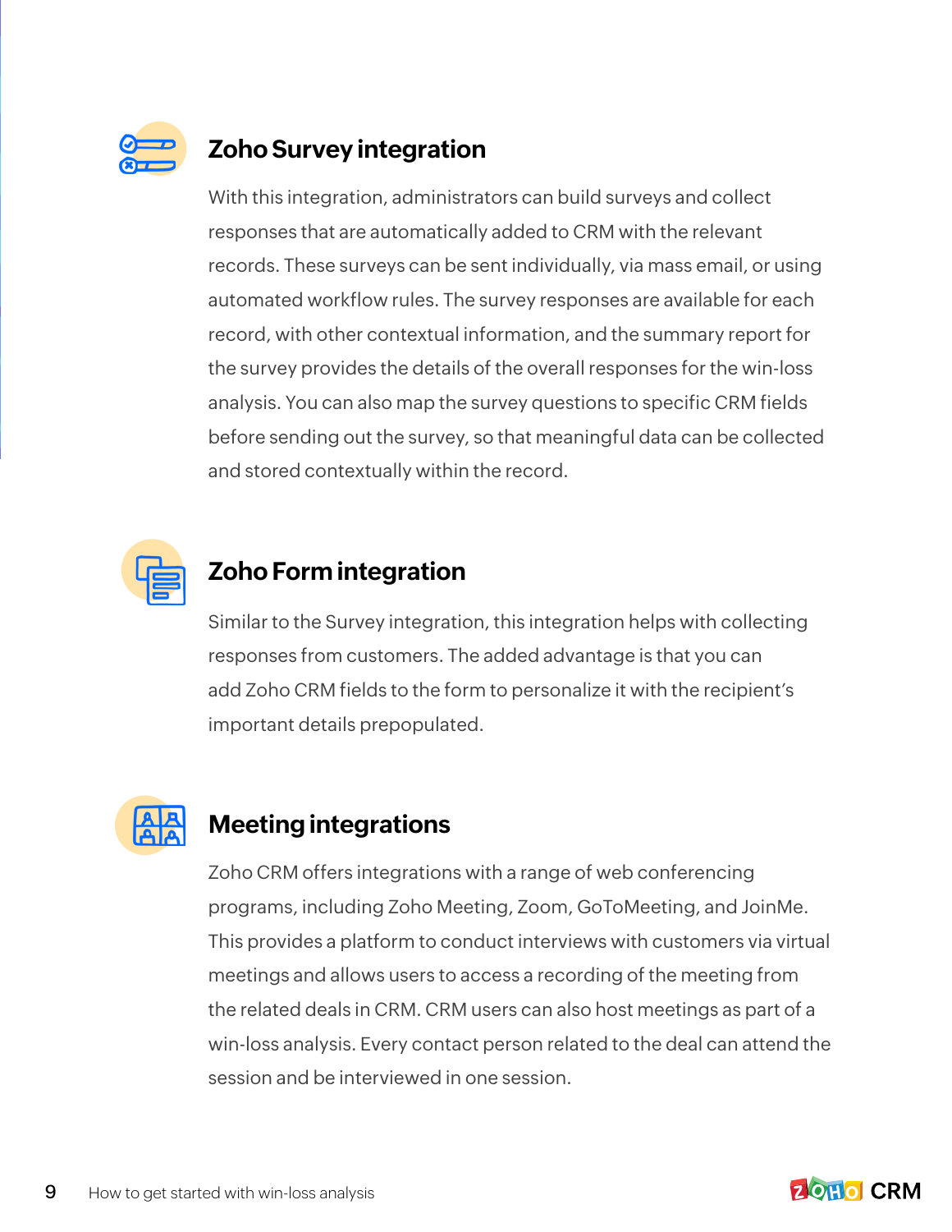## Zoho Survey integration

With this integration, administrators can build surveys and collect responses that are automatically added to CRM with the relevant records. These surveys can be sent individually, via mass email, or using automated workflow rules. The survey responses are available for each record, with other contextual information, and the summary report for the survey provides the details of the overall responses for the win-loss analysis. You can also map the survey questions to specific CRM fields before sending out the survey, so that meaningful data can be collected and stored contextually within the record.

## Zoho Form integration

Similar to the Survey integration, this integration helps with collecting responses from customers. The added advantage is that you can add Zoho CRM fields to the form to personalize it with the recipient's important details prepopulated.

## Meeting integrations

Zoho CRM offers integrations with a range of web conferencing programs, including Zoho Meeting, Zoom, GoToMeeting, and JoinMe. This provides a platform to conduct interviews with customers via virtual meetings and allows users to access a recording of the meeting from the related deals in CRM. CRM users can also host meetings as part of a win-loss analysis. Every contact person related to the deal can attend the session and be interviewed in one session.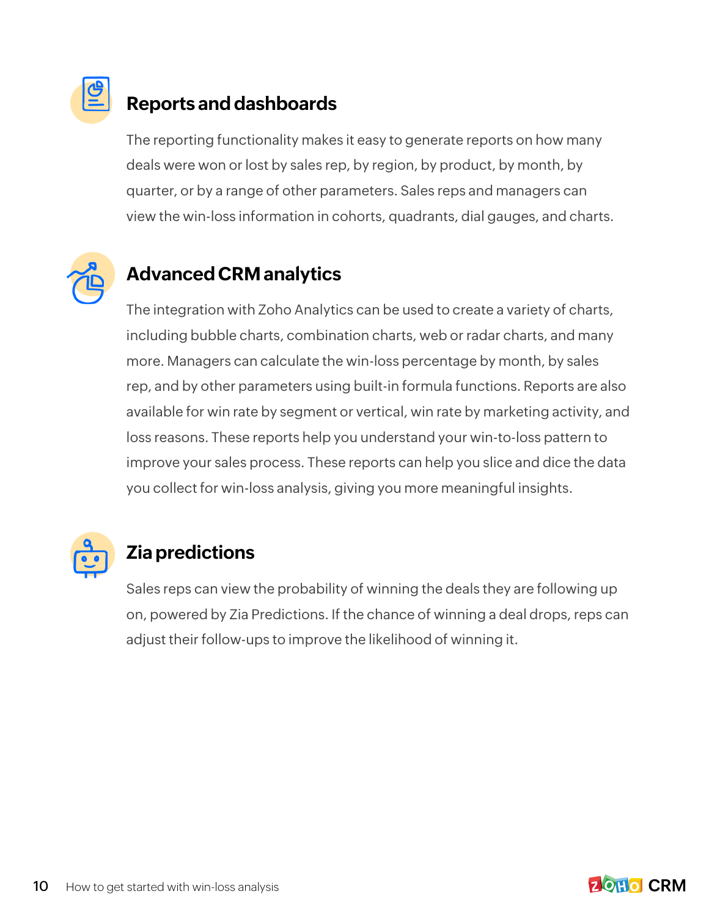## Reports and dashboards

The reporting functionality makes it easy to generate reports on how many deals were won or lost by sales rep, by region, by product, by month, by quarter, or by a range of other parameters. Sales reps and managers can view the win-loss information in cohorts, quadrants, dial gauges, and charts.

## Advanced CRM analytics

The integration with Zoho Analytics can be used to create a variety of charts, including bubble charts, combination charts, web or radar charts, and many more. Managers can calculate the win-loss percentage by month, by sales rep, and by other parameters using built-in formula functions. Reports are also available for win rate by segment or vertical, win rate by marketing activity, and loss reasons. These reports help you understand your win-to-loss pattern to improve your sales process. These reports can help you slice and dice the data you collect for win-loss analysis, giving you more meaningful insights.

## Zia predictions

Sales reps can view the probability of winning the deals they are following up on, powered by Zia Predictions. If the chance of winning a deal drops, reps can adjust their follow-ups to improve the likelihood of winning it.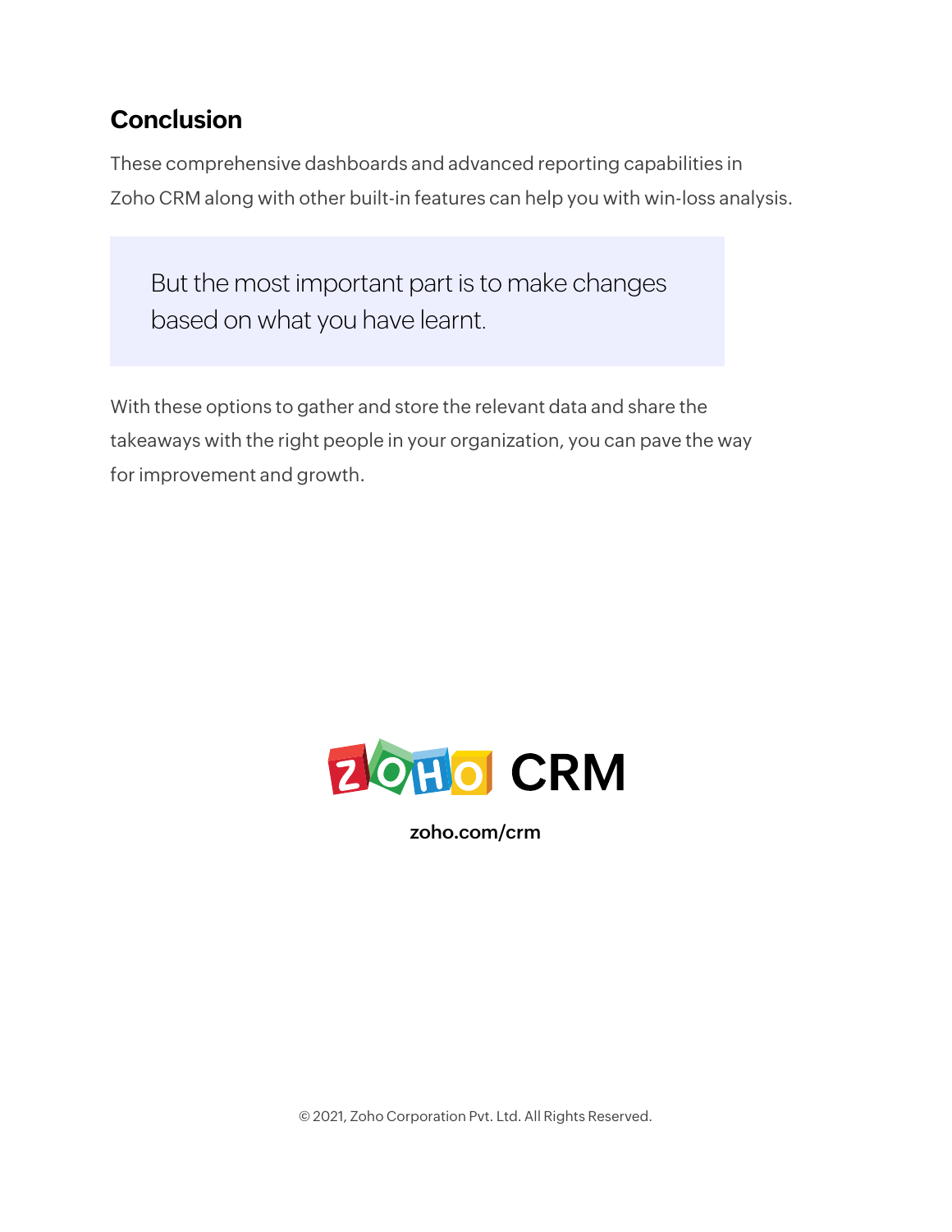## Conclusion

These comprehensive dashboards and advanced reporting capabilities in Zoho CRM along with other built-in features can help you with win-loss analysis.

> But the most important part is to make changes based on what you have learnt.

With these options to gather and store the relevant data and share the takeaways with the right people in your organization, you can pave the way for improvement and growth.

ZOHO CRM

zoho.com/crm

© 2021, Zoho Corporation Pvt. Ltd. All Rights Reserved.